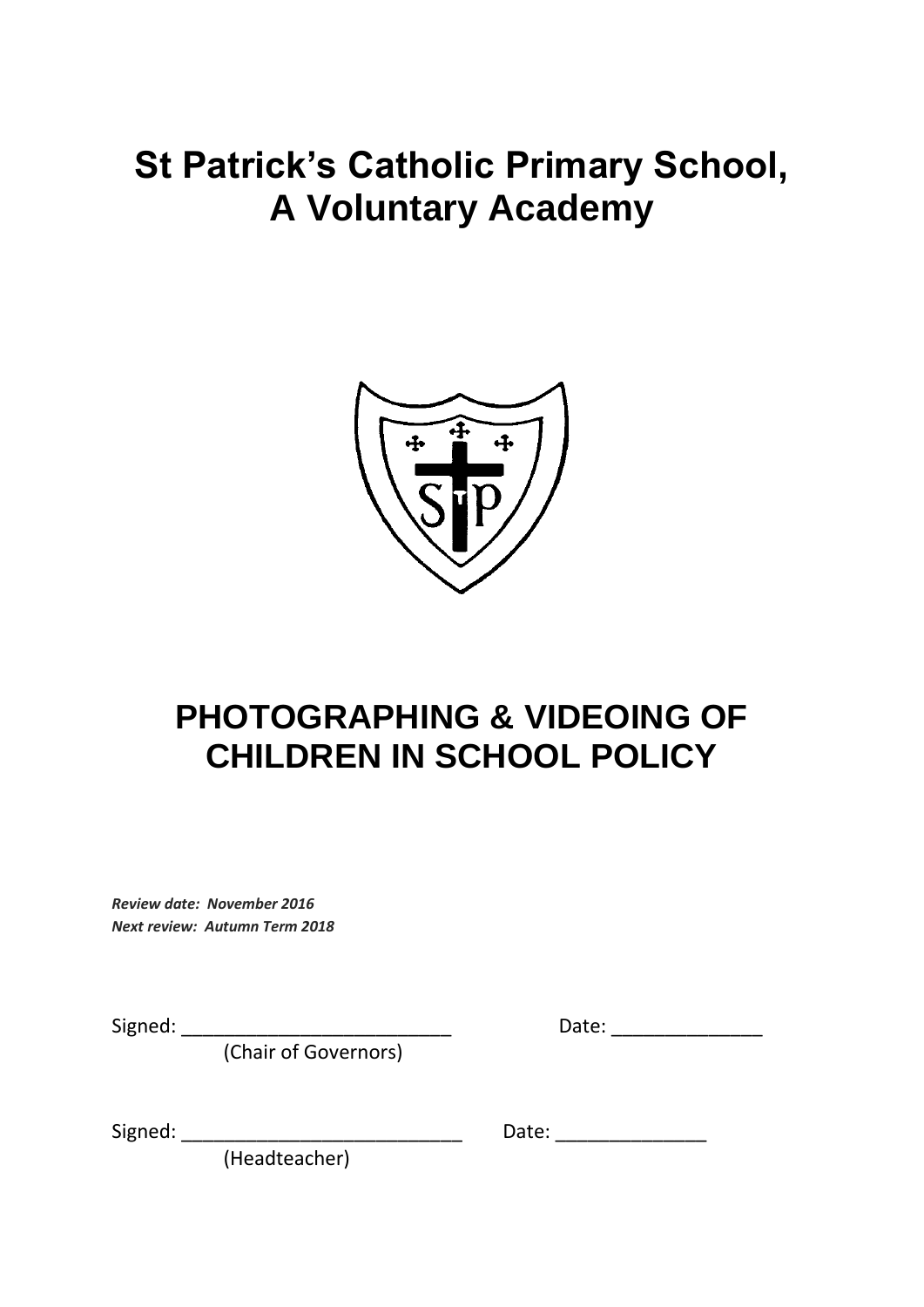# St Patrick's Catholic Primary School, A Voluntary Academy

# PHOTOGRAPHING & VIDEOING OF CHILDREN IN SCHOOL POLICY

***Review date: November 2016***
***Next review: Autumn Term 2018***

Signed: ___________________________ Date: _______________
(Chair of Governors)

Signed: ____________________________ Date: _______________
(Headteacher)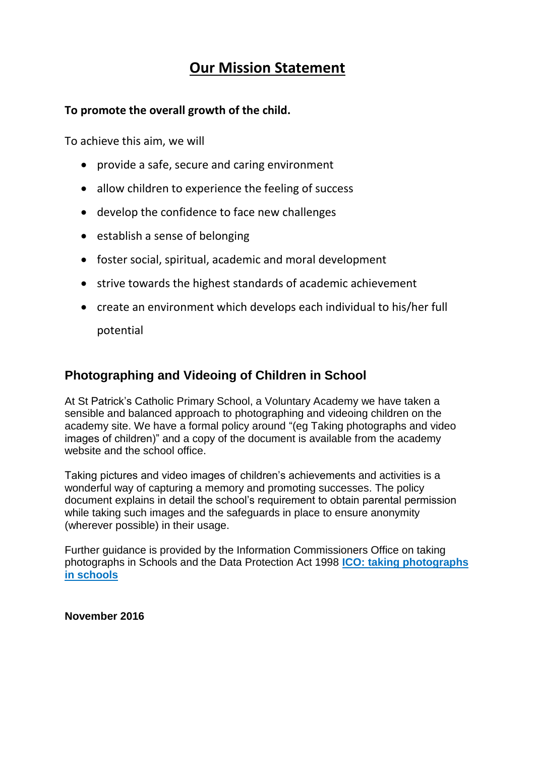# Our Mission Statement

**To promote the overall growth of the child.**

To achieve this aim, we will

- provide a safe, secure and caring environment
- allow children to experience the feeling of success
- develop the confidence to face new challenges
- establish a sense of belonging
- foster social, spiritual, academic and moral development
- strive towards the highest standards of academic achievement
- create an environment which develops each individual to his/her full potential

## Photographing and Videoing of Children in School

At St Patrick's Catholic Primary School, a Voluntary Academy we have taken a sensible and balanced approach to photographing and videoing children on the academy site. We have a formal policy around "(eg Taking photographs and video images of children)" and a copy of the document is available from the academy website and the school office.

Taking pictures and video images of children's achievements and activities is a wonderful way of capturing a memory and promoting successes. The policy document explains in detail the school's requirement to obtain parental permission while taking such images and the safeguards in place to ensure anonymity (wherever possible) in their usage.

Further guidance is provided by the Information Commissioners Office on taking photographs in Schools and the Data Protection Act 1998 **ICO: taking photographs in schools**

**November 2016**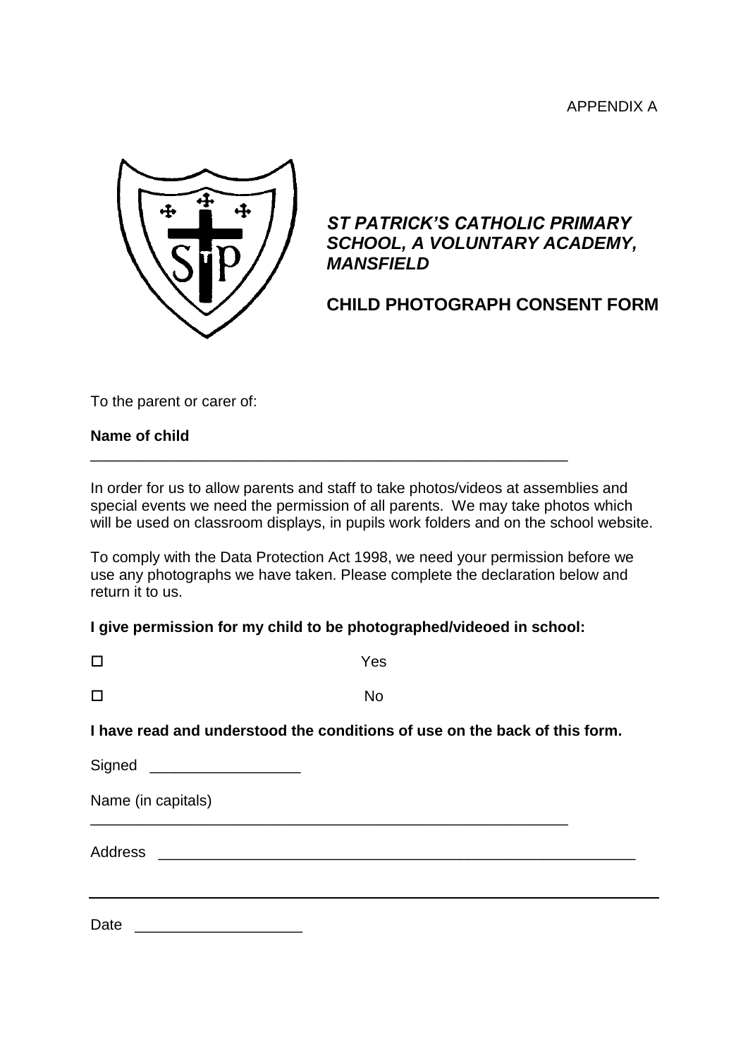APPENDIX A

***ST PATRICK'S CATHOLIC PRIMARY SCHOOL, A VOLUNTARY ACADEMY, MANSFIELD***

**CHILD PHOTOGRAPH CONSENT FORM**

To the parent or carer of:

**Name of child**

_____________________________________________________________

In order for us to allow parents and staff to take photos/videos at assemblies and special events we need the permission of all parents. We may take photos which will be used on classroom displays, in pupils work folders and on the school website.

To comply with the Data Protection Act 1998, we need your permission before we use any photographs we have taken. Please complete the declaration below and return it to us.

**I give permission for my child to be photographed/videoed in school:**

☐ Yes

☐ No

**I have read and understood the conditions of use on the back of this form.**

Signed __________________

Name (in capitals)

_____________________________________________________________

Address _____________________________________________________________

_____________________________________________________________

Date ____________________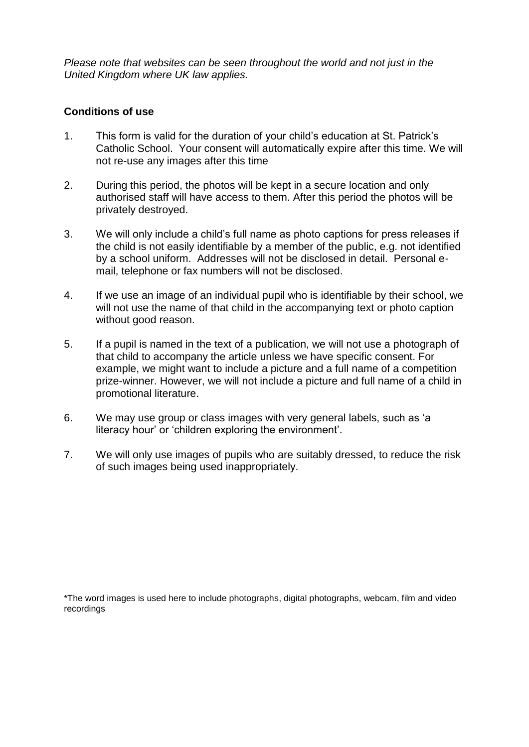*Please note that websites can be seen throughout the world and not just in the United Kingdom where UK law applies.*

**Conditions of use**

1. This form is valid for the duration of your child's education at St. Patrick's Catholic School. Your consent will automatically expire after this time. We will not re-use any images after this time

2. During this period, the photos will be kept in a secure location and only authorised staff will have access to them. After this period the photos will be privately destroyed.

3. We will only include a child's full name as photo captions for press releases if the child is not easily identifiable by a member of the public, e.g. not identified by a school uniform. Addresses will not be disclosed in detail. Personal e-mail, telephone or fax numbers will not be disclosed.

4. If we use an image of an individual pupil who is identifiable by their school, we will not use the name of that child in the accompanying text or photo caption without good reason.

5. If a pupil is named in the text of a publication, we will not use a photograph of that child to accompany the article unless we have specific consent. For example, we might want to include a picture and a full name of a competition prize-winner. However, we will not include a picture and full name of a child in promotional literature.

6. We may use group or class images with very general labels, such as 'a literacy hour' or 'children exploring the environment'.

7. We will only use images of pupils who are suitably dressed, to reduce the risk of such images being used inappropriately.

*The word images is used here to include photographs, digital photographs, webcam, film and video recordings